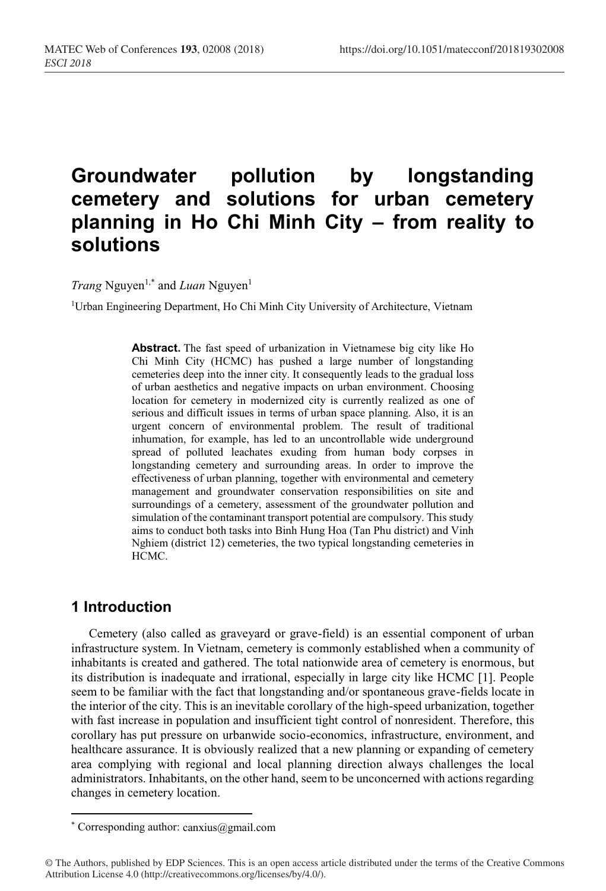# Groundwater pollution by longstanding cemetery and solutions for urban cemetery planning in Ho Chi Minh City – from reality to solutions

*Trang* Nguyen[1,*] and *Luan* Nguyen[1]

[1]Urban Engineering Department, Ho Chi Minh City University of Architecture, Vietnam

**Abstract.** The fast speed of urbanization in Vietnamese big city like Ho Chi Minh City (HCMC) has pushed a large number of longstanding cemeteries deep into the inner city. It consequently leads to the gradual loss of urban aesthetics and negative impacts on urban environment. Choosing location for cemetery in modernized city is currently realized as one of serious and difficult issues in terms of urban space planning. Also, it is an urgent concern of environmental problem. The result of traditional inhumation, for example, has led to an uncontrollable wide underground spread of polluted leachates exuding from human body corpses in longstanding cemetery and surrounding areas. In order to improve the effectiveness of urban planning, together with environmental and cemetery management and groundwater conservation responsibilities on site and surroundings of a cemetery, assessment of the groundwater pollution and simulation of the contaminant transport potential are compulsory. This study aims to conduct both tasks into Binh Hung Hoa (Tan Phu district) and Vinh Nghiem (district 12) cemeteries, the two typical longstanding cemeteries in HCMC.

## 1 Introduction

Cemetery (also called as graveyard or grave-field) is an essential component of urban infrastructure system. In Vietnam, cemetery is commonly established when a community of inhabitants is created and gathered. The total nationwide area of cemetery is enormous, but its distribution is inadequate and irrational, especially in large city like HCMC [1]. People seem to be familiar with the fact that longstanding and/or spontaneous grave-fields locate in the interior of the city. This is an inevitable corollary of the high-speed urbanization, together with fast increase in population and insufficient tight control of nonresident. Therefore, this corollary has put pressure on urbanwide socio-economics, infrastructure, environment, and healthcare assurance. It is obviously realized that a new planning or expanding of cemetery area complying with regional and local planning direction always challenges the local administrators. Inhabitants, on the other hand, seem to be unconcerned with actions regarding changes in cemetery location.

* Corresponding author: canxius@gmail.com

© The Authors, published by EDP Sciences. This is an open access article distributed under the terms of the Creative Commons Attribution License 4.0 (http://creativecommons.org/licenses/by/4.0/).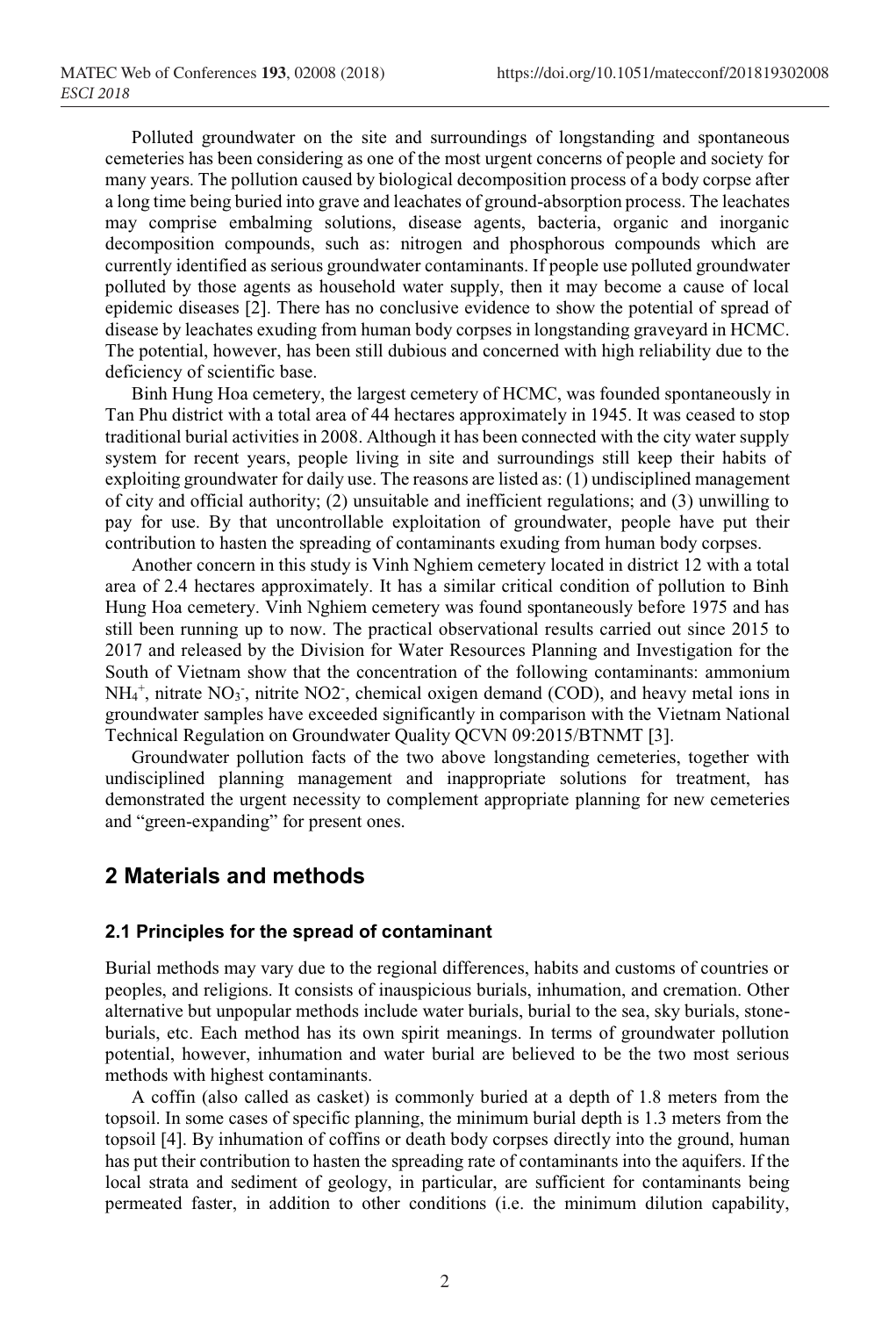Polluted groundwater on the site and surroundings of longstanding and spontaneous cemeteries has been considering as one of the most urgent concerns of people and society for many years. The pollution caused by biological decomposition process of a body corpse after a long time being buried into grave and leachates of ground-absorption process. The leachates may comprise embalming solutions, disease agents, bacteria, organic and inorganic decomposition compounds, such as: nitrogen and phosphorous compounds which are currently identified as serious groundwater contaminants. If people use polluted groundwater polluted by those agents as household water supply, then it may become a cause of local epidemic diseases [2]. There has no conclusive evidence to show the potential of spread of disease by leachates exuding from human body corpses in longstanding graveyard in HCMC. The potential, however, has been still dubious and concerned with high reliability due to the deficiency of scientific base.

Binh Hung Hoa cemetery, the largest cemetery of HCMC, was founded spontaneously in Tan Phu district with a total area of 44 hectares approximately in 1945. It was ceased to stop traditional burial activities in 2008. Although it has been connected with the city water supply system for recent years, people living in site and surroundings still keep their habits of exploiting groundwater for daily use. The reasons are listed as: (1) undisciplined management of city and official authority; (2) unsuitable and inefficient regulations; and (3) unwilling to pay for use. By that uncontrollable exploitation of groundwater, people have put their contribution to hasten the spreading of contaminants exuding from human body corpses.

Another concern in this study is Vinh Nghiem cemetery located in district 12 with a total area of 2.4 hectares approximately. It has a similar critical condition of pollution to Binh Hung Hoa cemetery. Vinh Nghiem cemetery was found spontaneously before 1975 and has still been running up to now. The practical observational results carried out since 2015 to 2017 and released by the Division for Water Resources Planning and Investigation for the South of Vietnam show that the concentration of the following contaminants: ammonium $NH_4^+$, nitrate $NO_3^-$, nitrite $NO2^-$, chemical oxigen demand (COD), and heavy metal ions in groundwater samples have exceeded significantly in comparison with the Vietnam National Technical Regulation on Groundwater Quality QCVN 09:2015/BTNMT [3].

Groundwater pollution facts of the two above longstanding cemeteries, together with undisciplined planning management and inappropriate solutions for treatment, has demonstrated the urgent necessity to complement appropriate planning for new cemeteries and "green-expanding" for present ones.

## 2 Materials and methods

### 2.1 Principles for the spread of contaminant

Burial methods may vary due to the regional differences, habits and customs of countries or peoples, and religions. It consists of inauspicious burials, inhumation, and cremation. Other alternative but unpopular methods include water burials, burial to the sea, sky burials, stone-burials, etc. Each method has its own spirit meanings. In terms of groundwater pollution potential, however, inhumation and water burial are believed to be the two most serious methods with highest contaminants.

A coffin (also called as casket) is commonly buried at a depth of 1.8 meters from the topsoil. In some cases of specific planning, the minimum burial depth is 1.3 meters from the topsoil [4]. By inhumation of coffins or death body corpses directly into the ground, human has put their contribution to hasten the spreading rate of contaminants into the aquifers. If the local strata and sediment of geology, in particular, are sufficient for contaminants being permeated faster, in addition to other conditions (i.e. the minimum dilution capability,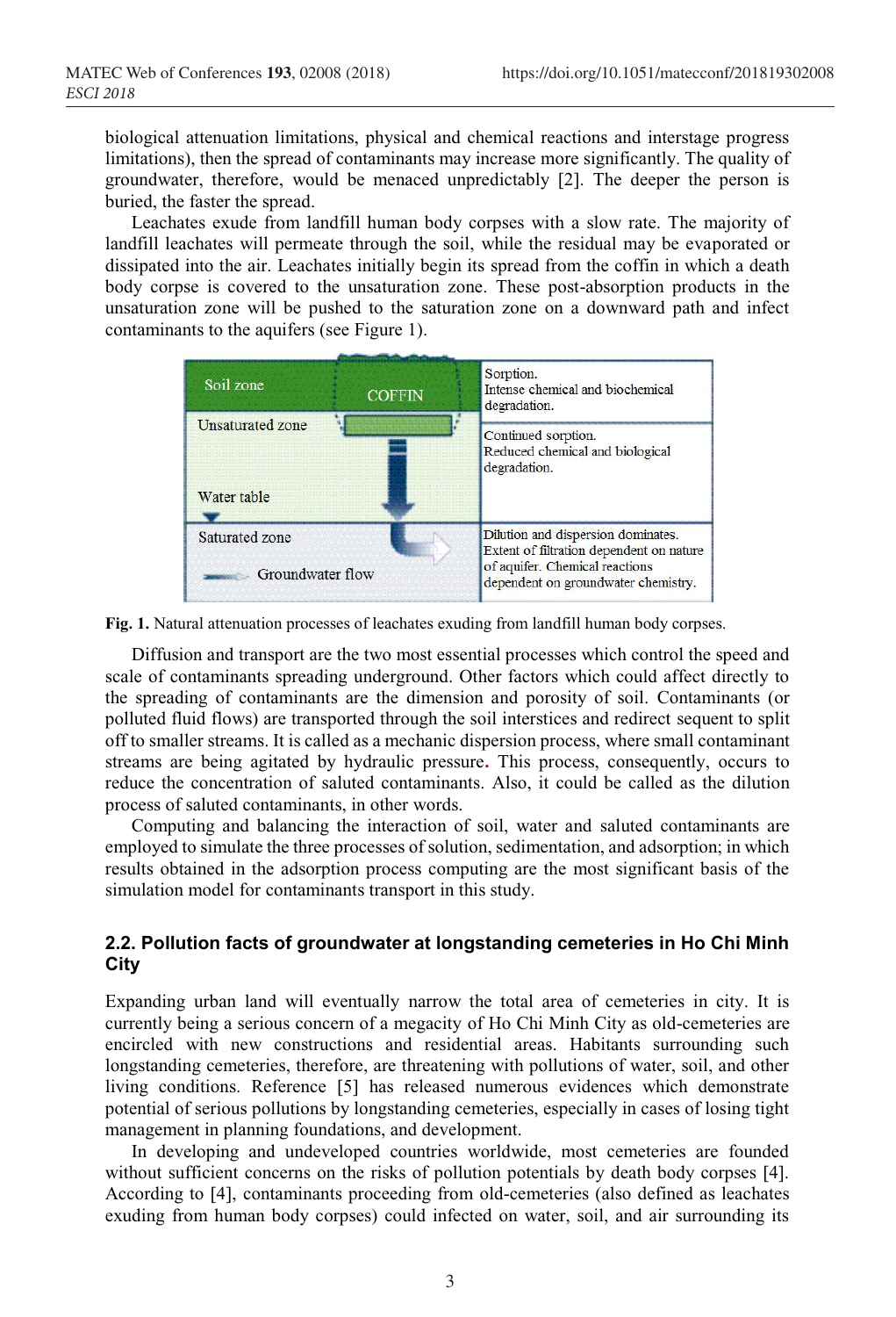biological attenuation limitations, physical and chemical reactions and interstage progress limitations), then the spread of contaminants may increase more significantly. The quality of groundwater, therefore, would be menaced unpredictably [2]. The deeper the person is buried, the faster the spread.

Leachates exude from landfill human body corpses with a slow rate. The majority of landfill leachates will permeate through the soil, while the residual may be evaporated or dissipated into the air. Leachates initially begin its spread from the coffin in which a death body corpse is covered to the unsaturation zone. These post-absorption products in the unsaturation zone will be pushed to the saturation zone on a downward path and infect contaminants to the aquifers (see Figure 1).

| Zone | Processes |
|---|---|
| Soil zone (COFFIN) | Sorption. Intense chemical and biochemical degradation. |
| Unsaturated zone | Continued sorption. Reduced chemical and biological degradation. |
| Water table | |
| Saturated zone (Groundwater flow) | Dilution and dispersion dominates. Extent of filtration dependent on nature of aquifer. Chemical reactions dependent on groundwater chemistry. |

**Fig. 1.** Natural attenuation processes of leachates exuding from landfill human body corpses.

Diffusion and transport are the two most essential processes which control the speed and scale of contaminants spreading underground. Other factors which could affect directly to the spreading of contaminants are the dimension and porosity of soil. Contaminants (or polluted fluid flows) are transported through the soil interstices and redirect sequent to split off to smaller streams. It is called as a mechanic dispersion process, where small contaminant streams are being agitated by hydraulic pressure. This process, consequently, occurs to reduce the concentration of saluted contaminants. Also, it could be called as the dilution process of saluted contaminants, in other words.

Computing and balancing the interaction of soil, water and saluted contaminants are employed to simulate the three processes of solution, sedimentation, and adsorption; in which results obtained in the adsorption process computing are the most significant basis of the simulation model for contaminants transport in this study.

### 2.2. Pollution facts of groundwater at longstanding cemeteries in Ho Chi Minh City

Expanding urban land will eventually narrow the total area of cemeteries in city. It is currently being a serious concern of a megacity of Ho Chi Minh City as old-cemeteries are encircled with new constructions and residential areas. Habitants surrounding such longstanding cemeteries, therefore, are threatening with pollutions of water, soil, and other living conditions. Reference [5] has released numerous evidences which demonstrate potential of serious pollutions by longstanding cemeteries, especially in cases of losing tight management in planning foundations, and development.

In developing and undeveloped countries worldwide, most cemeteries are founded without sufficient concerns on the risks of pollution potentials by death body corpses [4]. According to [4], contaminants proceeding from old-cemeteries (also defined as leachates exuding from human body corpses) could infected on water, soil, and air surrounding its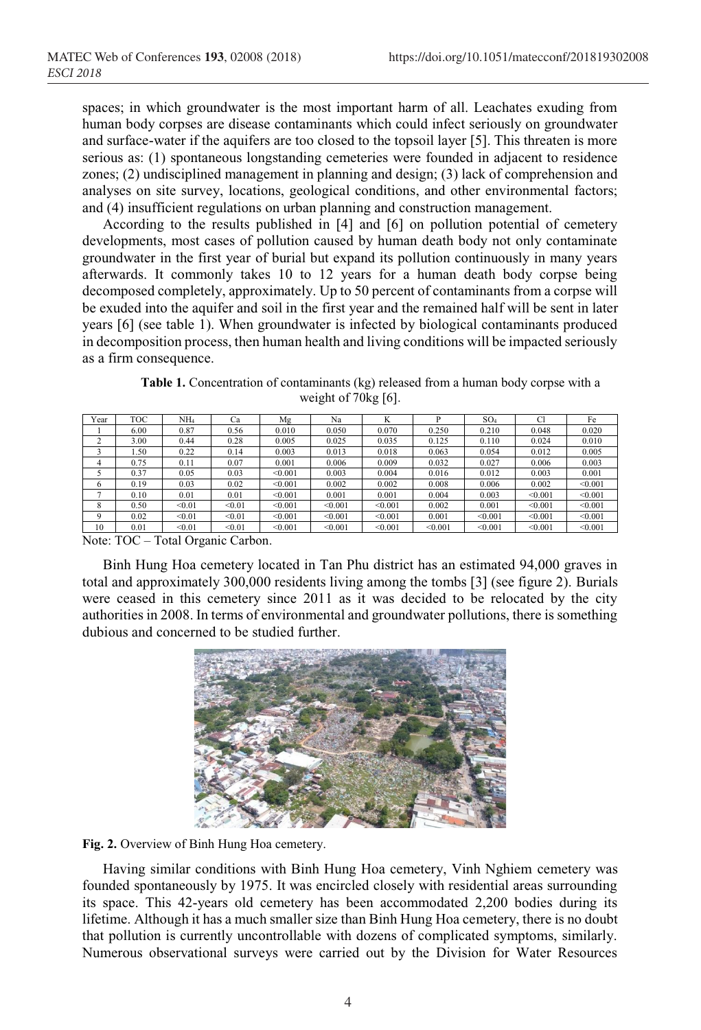spaces; in which groundwater is the most important harm of all. Leachates exuding from human body corpses are disease contaminants which could infect seriously on groundwater and surface-water if the aquifers are too closed to the topsoil layer [5]. This threaten is more serious as: (1) spontaneous longstanding cemeteries were founded in adjacent to residence zones; (2) undisciplined management in planning and design; (3) lack of comprehension and analyses on site survey, locations, geological conditions, and other environmental factors; and (4) insufficient regulations on urban planning and construction management.

According to the results published in [4] and [6] on pollution potential of cemetery developments, most cases of pollution caused by human death body not only contaminate groundwater in the first year of burial but expand its pollution continuously in many years afterwards. It commonly takes 10 to 12 years for a human death body corpse being decomposed completely, approximately. Up to 50 percent of contaminants from a corpse will be exuded into the aquifer and soil in the first year and the remained half will be sent in later years [6] (see table 1). When groundwater is infected by biological contaminants produced in decomposition process, then human health and living conditions will be impacted seriously as a firm consequence.

**Table 1.** Concentration of contaminants (kg) released from a human body corpse with a weight of 70kg [6].

| Year | TOC | $NH_4$ | Ca | Mg | Na | K | P | $SO_4$ | Cl | Fe |
|---|---|---|---|---|---|---|---|---|---|---|
| 1 | 6.00 | 0.87 | 0.56 | 0.010 | 0.050 | 0.070 | 0.250 | 0.210 | 0.048 | 0.020 |
| 2 | 3.00 | 0.44 | 0.28 | 0.005 | 0.025 | 0.035 | 0.125 | 0.110 | 0.024 | 0.010 |
| 3 | 1.50 | 0.22 | 0.14 | 0.003 | 0.013 | 0.018 | 0.063 | 0.054 | 0.012 | 0.005 |
| 4 | 0.75 | 0.11 | 0.07 | 0.001 | 0.006 | 0.009 | 0.032 | 0.027 | 0.006 | 0.003 |
| 5 | 0.37 | 0.05 | 0.03 | <0.001 | 0.003 | 0.004 | 0.016 | 0.012 | 0.003 | 0.001 |
| 6 | 0.19 | 0.03 | 0.02 | <0.001 | 0.002 | 0.002 | 0.008 | 0.006 | 0.002 | <0.001 |
| 7 | 0.10 | 0.01 | 0.01 | <0.001 | 0.001 | 0.001 | 0.004 | 0.003 | <0.001 | <0.001 |
| 8 | 0.50 | <0.01 | <0.01 | <0.001 | <0.001 | <0.001 | 0.002 | 0.001 | <0.001 | <0.001 |
| 9 | 0.02 | <0.01 | <0.01 | <0.001 | <0.001 | <0.001 | 0.001 | <0.001 | <0.001 | <0.001 |
| 10 | 0.01 | <0.01 | <0.01 | <0.001 | <0.001 | <0.001 | <0.001 | <0.001 | <0.001 | <0.001 |

Note: TOC – Total Organic Carbon.

Binh Hung Hoa cemetery located in Tan Phu district has an estimated 94,000 graves in total and approximately 300,000 residents living among the tombs [3] (see figure 2). Burials were ceased in this cemetery since 2011 as it was decided to be relocated by the city authorities in 2008. In terms of environmental and groundwater pollutions, there is something dubious and concerned to be studied further.

**Fig. 2.** Overview of Binh Hung Hoa cemetery.

Having similar conditions with Binh Hung Hoa cemetery, Vinh Nghiem cemetery was founded spontaneously by 1975. It was encircled closely with residential areas surrounding its space. This 42-years old cemetery has been accommodated 2,200 bodies during its lifetime. Although it has a much smaller size than Binh Hung Hoa cemetery, there is no doubt that pollution is currently uncontrollable with dozens of complicated symptoms, similarly. Numerous observational surveys were carried out by the Division for Water Resources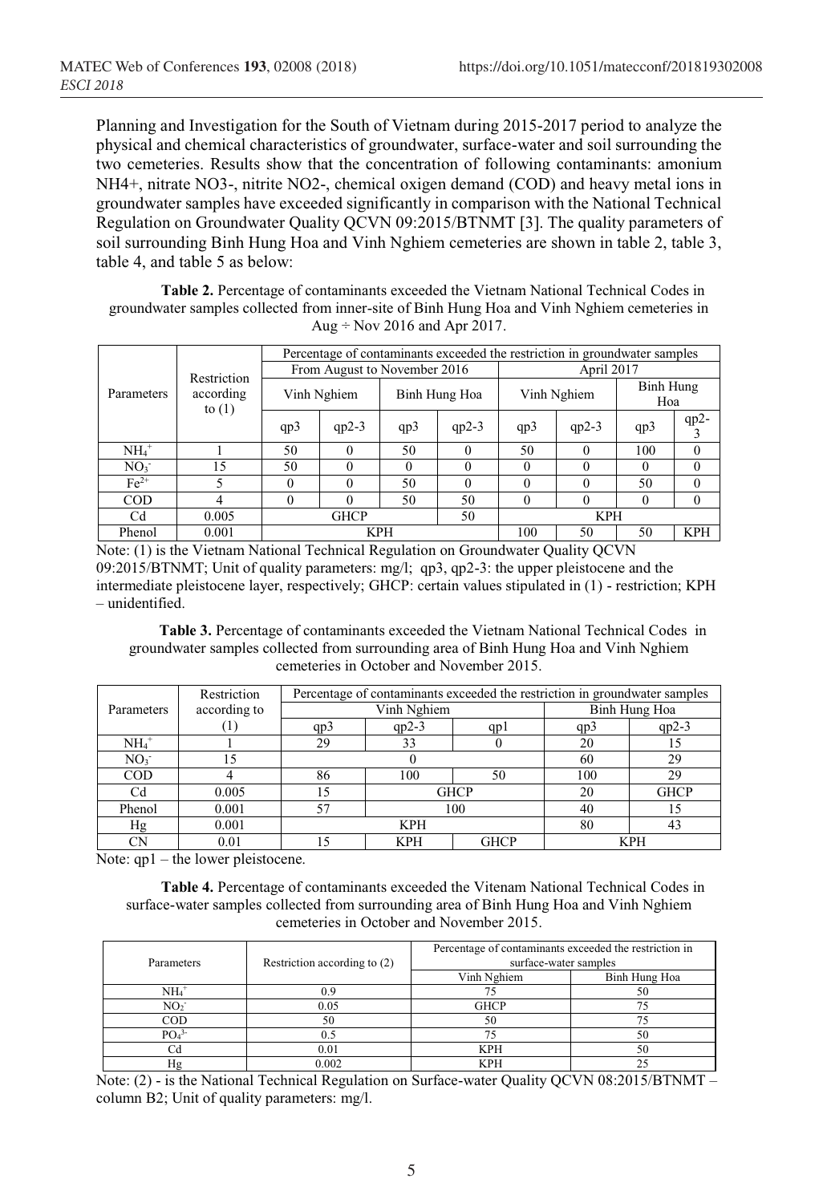Planning and Investigation for the South of Vietnam during 2015-2017 period to analyze the physical and chemical characteristics of groundwater, surface-water and soil surrounding the two cemeteries. Results show that the concentration of following contaminants: amonium NH4+, nitrate NO3-, nitrite NO2-, chemical oxigen demand (COD) and heavy metal ions in groundwater samples have exceeded significantly in comparison with the National Technical Regulation on Groundwater Quality QCVN 09:2015/BTNMT [3]. The quality parameters of soil surrounding Binh Hung Hoa and Vinh Nghiem cemeteries are shown in table 2, table 3, table 4, and table 5 as below:

**Table 2.** Percentage of contaminants exceeded the Vietnam National Technical Codes in groundwater samples collected from inner-site of Binh Hung Hoa and Vinh Nghiem cemeteries in Aug ÷ Nov 2016 and Apr 2017.

| Parameters | Restriction according to (1) | Percentage of contaminants exceeded the restriction in groundwater samples | | | | | | | |
|---|---|---|---|---|---|---|---|---|---|
| | | From August to November 2016 | | | | April 2017 | | | |
| | | Vinh Nghiem | | Binh Hung Hoa | | Vinh Nghiem | | Binh Hung Hoa | |
| | | qp3 | qp2-3 | qp3 | qp2-3 | qp3 | qp2-3 | qp3 | qp2-3 |
| $NH_4^+$ | 1 | 50 | 0 | 50 | 0 | 50 | 0 | 100 | 0 |
| $NO_3^-$ | 15 | 50 | 0 | 0 | 0 | 0 | 0 | 0 | 0 |
| $Fe^{2+}$ | 5 | 0 | 0 | 50 | 0 | 0 | 0 | 50 | 0 |
| COD | 4 | 0 | 0 | 50 | 50 | 0 | 0 | 0 | 0 |
| Cd | 0.005 | GHCP | | | 50 | KPH | | | |
| Phenol | 0.001 | KPH | | | | 100 | 50 | 50 | KPH |

Note: (1) is the Vietnam National Technical Regulation on Groundwater Quality QCVN 09:2015/BTNMT; Unit of quality parameters: mg/l; qp3, qp2-3: the upper pleistocene and the intermediate pleistocene layer, respectively; GHCP: certain values stipulated in (1) - restriction; KPH – unidentified.

**Table 3.** Percentage of contaminants exceeded the Vietnam National Technical Codes in groundwater samples collected from surrounding area of Binh Hung Hoa and Vinh Nghiem cemeteries in October and November 2015.

| Parameters | Restriction according to (1) | Percentage of contaminants exceeded the restriction in groundwater samples | | | | |
|---|---|---|---|---|---|---|
| | | Vinh Nghiem | | | Binh Hung Hoa | |
| | | qp3 | qp2-3 | qp1 | qp3 | qp2-3 |
| $NH_4^+$ | 1 | 29 | 33 | 0 | 20 | 15 |
| $NO_3^-$ | 15 | 0 | | | 60 | 29 |
| COD | 4 | 86 | 100 | 50 | 100 | 29 |
| Cd | 0.005 | 15 | GHCP | | 20 | GHCP |
| Phenol | 0.001 | 57 | 100 | | 40 | 15 |
| Hg | 0.001 | KPH | | | 80 | 43 |
| CN | 0.01 | 15 | KPH | GHCP | KPH | |

Note: qp1 – the lower pleistocene.

**Table 4.** Percentage of contaminants exceeded the Vitenam National Technical Codes in surface-water samples collected from surrounding area of Binh Hung Hoa and Vinh Nghiem cemeteries in October and November 2015.

| Parameters | Restriction according to (2) | Percentage of contaminants exceeded the restriction in surface-water samples | |
|---|---|---|---|
| | | Vinh Nghiem | Binh Hung Hoa |
| $NH_4^+$ | 0.9 | 75 | 50 |
| $NO_2^-$ | 0.05 | GHCP | 75 |
| COD | 50 | 50 | 75 |
| $PO_4^{3-}$ | 0.5 | 75 | 50 |
| Cd | 0.01 | KPH | 50 |
| Hg | 0.002 | KPH | 25 |

Note: (2) - is the National Technical Regulation on Surface-water Quality QCVN 08:2015/BTNMT – column B2; Unit of quality parameters: mg/l.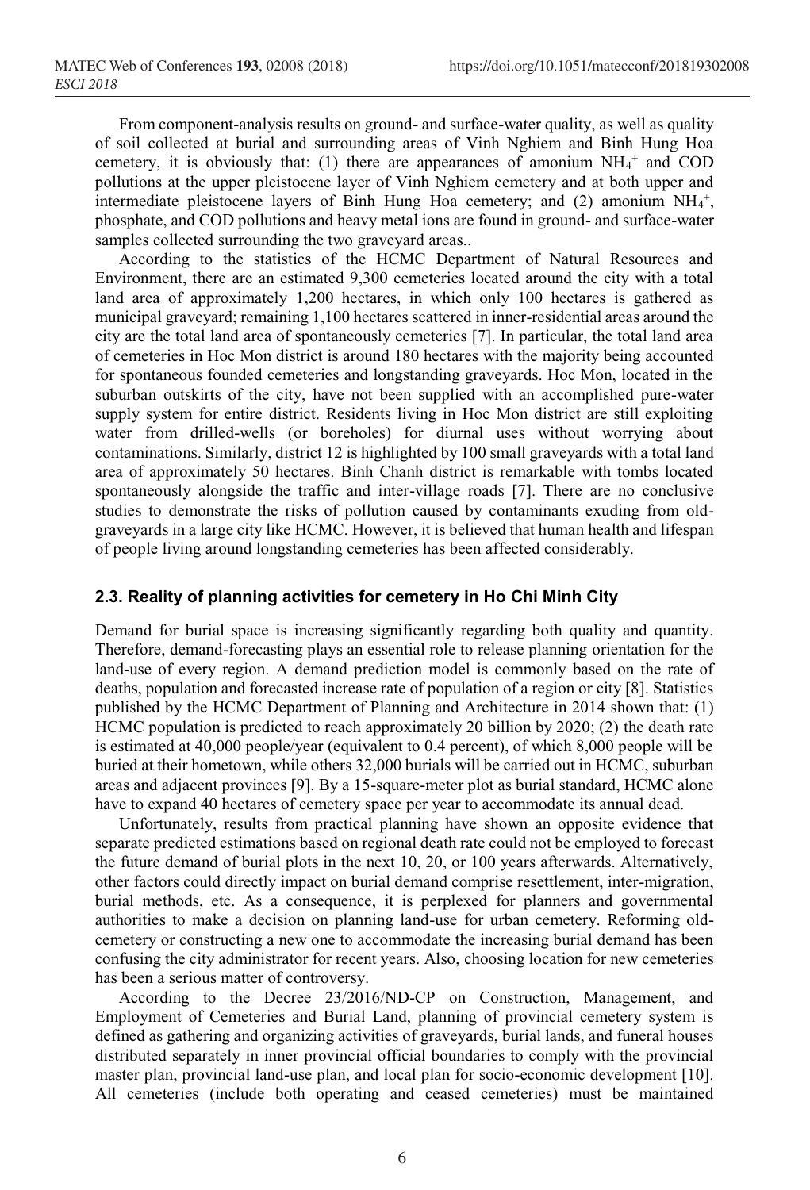From component-analysis results on ground- and surface-water quality, as well as quality of soil collected at burial and surrounding areas of Vinh Nghiem and Binh Hung Hoa cemetery, it is obviously that: (1) there are appearances of amonium $NH_4^+$ and COD pollutions at the upper pleistocene layer of Vinh Nghiem cemetery and at both upper and intermediate pleistocene layers of Binh Hung Hoa cemetery; and (2) amonium $NH_4^+$, phosphate, and COD pollutions and heavy metal ions are found in ground- and surface-water samples collected surrounding the two graveyard areas..

According to the statistics of the HCMC Department of Natural Resources and Environment, there are an estimated 9,300 cemeteries located around the city with a total land area of approximately 1,200 hectares, in which only 100 hectares is gathered as municipal graveyard; remaining 1,100 hectares scattered in inner-residential areas around the city are the total land area of spontaneously cemeteries [7]. In particular, the total land area of cemeteries in Hoc Mon district is around 180 hectares with the majority being accounted for spontaneous founded cemeteries and longstanding graveyards. Hoc Mon, located in the suburban outskirts of the city, have not been supplied with an accomplished pure-water supply system for entire district. Residents living in Hoc Mon district are still exploiting water from drilled-wells (or boreholes) for diurnal uses without worrying about contaminations. Similarly, district 12 is highlighted by 100 small graveyards with a total land area of approximately 50 hectares. Binh Chanh district is remarkable with tombs located spontaneously alongside the traffic and inter-village roads [7]. There are no conclusive studies to demonstrate the risks of pollution caused by contaminants exuding from old-graveyards in a large city like HCMC. However, it is believed that human health and lifespan of people living around longstanding cemeteries has been affected considerably.

### 2.3. Reality of planning activities for cemetery in Ho Chi Minh City

Demand for burial space is increasing significantly regarding both quality and quantity. Therefore, demand-forecasting plays an essential role to release planning orientation for the land-use of every region. A demand prediction model is commonly based on the rate of deaths, population and forecasted increase rate of population of a region or city [8]. Statistics published by the HCMC Department of Planning and Architecture in 2014 shown that: (1) HCMC population is predicted to reach approximately 20 billion by 2020; (2) the death rate is estimated at 40,000 people/year (equivalent to 0.4 percent), of which 8,000 people will be buried at their hometown, while others 32,000 burials will be carried out in HCMC, suburban areas and adjacent provinces [9]. By a 15-square-meter plot as burial standard, HCMC alone have to expand 40 hectares of cemetery space per year to accommodate its annual dead.

Unfortunately, results from practical planning have shown an opposite evidence that separate predicted estimations based on regional death rate could not be employed to forecast the future demand of burial plots in the next 10, 20, or 100 years afterwards. Alternatively, other factors could directly impact on burial demand comprise resettlement, inter-migration, burial methods, etc. As a consequence, it is perplexed for planners and governmental authorities to make a decision on planning land-use for urban cemetery. Reforming old-cemetery or constructing a new one to accommodate the increasing burial demand has been confusing the city administrator for recent years. Also, choosing location for new cemeteries has been a serious matter of controversy.

According to the Decree 23/2016/ND-CP on Construction, Management, and Employment of Cemeteries and Burial Land, planning of provincial cemetery system is defined as gathering and organizing activities of graveyards, burial lands, and funeral houses distributed separately in inner provincial official boundaries to comply with the provincial master plan, provincial land-use plan, and local plan for socio-economic development [10]. All cemeteries (include both operating and ceased cemeteries) must be maintained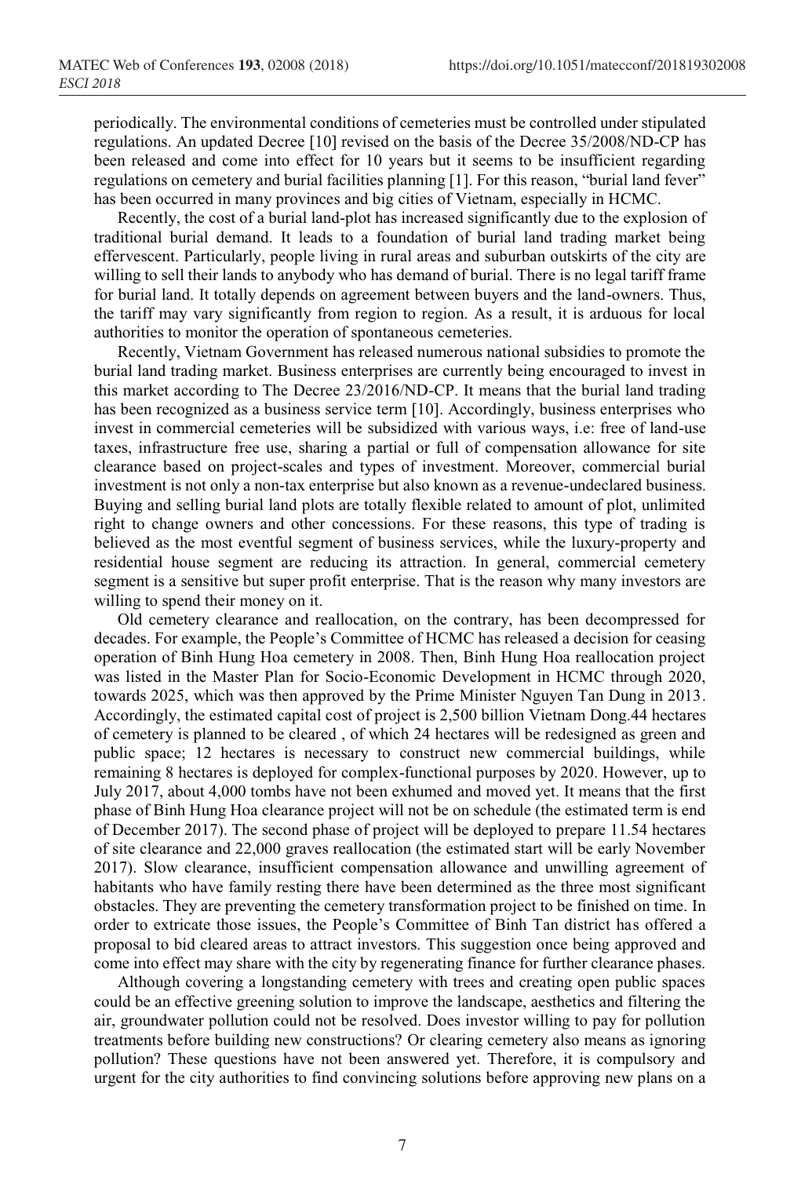periodically. The environmental conditions of cemeteries must be controlled under stipulated regulations. An updated Decree [10] revised on the basis of the Decree 35/2008/ND-CP has been released and come into effect for 10 years but it seems to be insufficient regarding regulations on cemetery and burial facilities planning [1]. For this reason, "burial land fever" has been occurred in many provinces and big cities of Vietnam, especially in HCMC.

Recently, the cost of a burial land-plot has increased significantly due to the explosion of traditional burial demand. It leads to a foundation of burial land trading market being effervescent. Particularly, people living in rural areas and suburban outskirts of the city are willing to sell their lands to anybody who has demand of burial. There is no legal tariff frame for burial land. It totally depends on agreement between buyers and the land-owners. Thus, the tariff may vary significantly from region to region. As a result, it is arduous for local authorities to monitor the operation of spontaneous cemeteries.

Recently, Vietnam Government has released numerous national subsidies to promote the burial land trading market. Business enterprises are currently being encouraged to invest in this market according to The Decree 23/2016/ND-CP. It means that the burial land trading has been recognized as a business service term [10]. Accordingly, business enterprises who invest in commercial cemeteries will be subsidized with various ways, i.e: free of land-use taxes, infrastructure free use, sharing a partial or full of compensation allowance for site clearance based on project-scales and types of investment. Moreover, commercial burial investment is not only a non-tax enterprise but also known as a revenue-undeclared business. Buying and selling burial land plots are totally flexible related to amount of plot, unlimited right to change owners and other concessions. For these reasons, this type of trading is believed as the most eventful segment of business services, while the luxury-property and residential house segment are reducing its attraction. In general, commercial cemetery segment is a sensitive but super profit enterprise. That is the reason why many investors are willing to spend their money on it.

Old cemetery clearance and reallocation, on the contrary, has been decompressed for decades. For example, the People's Committee of HCMC has released a decision for ceasing operation of Binh Hung Hoa cemetery in 2008. Then, Binh Hung Hoa reallocation project was listed in the Master Plan for Socio-Economic Development in HCMC through 2020, towards 2025, which was then approved by the Prime Minister Nguyen Tan Dung in 2013. Accordingly, the estimated capital cost of project is 2,500 billion Vietnam Dong.44 hectares of cemetery is planned to be cleared , of which 24 hectares will be redesigned as green and public space; 12 hectares is necessary to construct new commercial buildings, while remaining 8 hectares is deployed for complex-functional purposes by 2020. However, up to July 2017, about 4,000 tombs have not been exhumed and moved yet. It means that the first phase of Binh Hung Hoa clearance project will not be on schedule (the estimated term is end of December 2017). The second phase of project will be deployed to prepare 11.54 hectares of site clearance and 22,000 graves reallocation (the estimated start will be early November 2017). Slow clearance, insufficient compensation allowance and unwilling agreement of habitants who have family resting there have been determined as the three most significant obstacles. They are preventing the cemetery transformation project to be finished on time. In order to extricate those issues, the People's Committee of Binh Tan district has offered a proposal to bid cleared areas to attract investors. This suggestion once being approved and come into effect may share with the city by regenerating finance for further clearance phases.

Although covering a longstanding cemetery with trees and creating open public spaces could be an effective greening solution to improve the landscape, aesthetics and filtering the air, groundwater pollution could not be resolved. Does investor willing to pay for pollution treatments before building new constructions? Or clearing cemetery also means as ignoring pollution? These questions have not been answered yet. Therefore, it is compulsory and urgent for the city authorities to find convincing solutions before approving new plans on a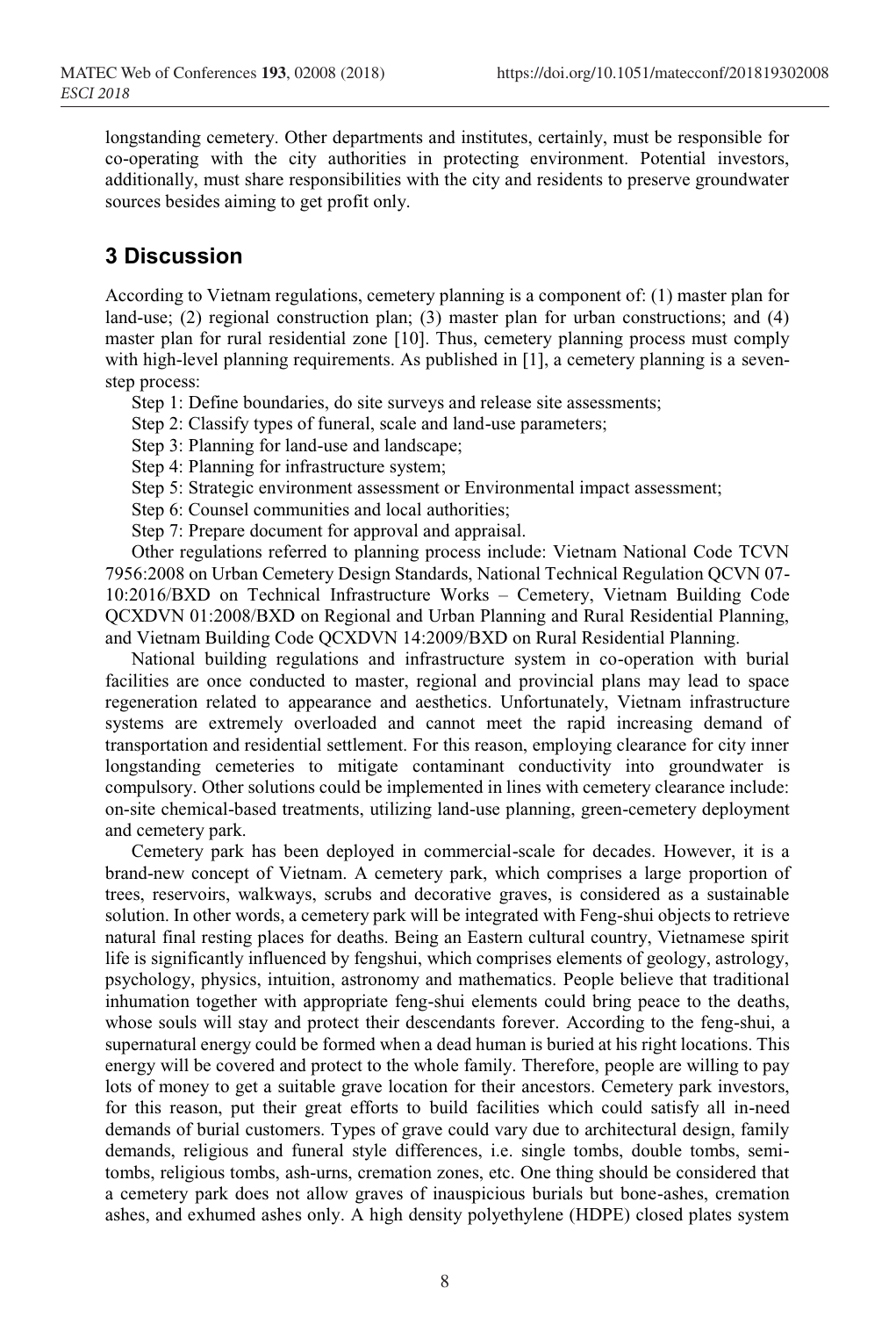longstanding cemetery. Other departments and institutes, certainly, must be responsible for co-operating with the city authorities in protecting environment. Potential investors, additionally, must share responsibilities with the city and residents to preserve groundwater sources besides aiming to get profit only.

## 3 Discussion

According to Vietnam regulations, cemetery planning is a component of: (1) master plan for land-use; (2) regional construction plan; (3) master plan for urban constructions; and (4) master plan for rural residential zone [10]. Thus, cemetery planning process must comply with high-level planning requirements. As published in [1], a cemetery planning is a seven-step process:

Step 1: Define boundaries, do site surveys and release site assessments;

Step 2: Classify types of funeral, scale and land-use parameters;

Step 3: Planning for land-use and landscape;

Step 4: Planning for infrastructure system;

Step 5: Strategic environment assessment or Environmental impact assessment;

Step 6: Counsel communities and local authorities;

Step 7: Prepare document for approval and appraisal.

Other regulations referred to planning process include: Vietnam National Code TCVN 7956:2008 on Urban Cemetery Design Standards, National Technical Regulation QCVN 07-10:2016/BXD on Technical Infrastructure Works – Cemetery, Vietnam Building Code QCXDVN 01:2008/BXD on Regional and Urban Planning and Rural Residential Planning, and Vietnam Building Code QCXDVN 14:2009/BXD on Rural Residential Planning.

National building regulations and infrastructure system in co-operation with burial facilities are once conducted to master, regional and provincial plans may lead to space regeneration related to appearance and aesthetics. Unfortunately, Vietnam infrastructure systems are extremely overloaded and cannot meet the rapid increasing demand of transportation and residential settlement. For this reason, employing clearance for city inner longstanding cemeteries to mitigate contaminant conductivity into groundwater is compulsory. Other solutions could be implemented in lines with cemetery clearance include: on-site chemical-based treatments, utilizing land-use planning, green-cemetery deployment and cemetery park.

Cemetery park has been deployed in commercial-scale for decades. However, it is a brand-new concept of Vietnam. A cemetery park, which comprises a large proportion of trees, reservoirs, walkways, scrubs and decorative graves, is considered as a sustainable solution. In other words, a cemetery park will be integrated with Feng-shui objects to retrieve natural final resting places for deaths. Being an Eastern cultural country, Vietnamese spirit life is significantly influenced by fengshui, which comprises elements of geology, astrology, psychology, physics, intuition, astronomy and mathematics. People believe that traditional inhumation together with appropriate feng-shui elements could bring peace to the deaths, whose souls will stay and protect their descendants forever. According to the feng-shui, a supernatural energy could be formed when a dead human is buried at his right locations. This energy will be covered and protect to the whole family. Therefore, people are willing to pay lots of money to get a suitable grave location for their ancestors. Cemetery park investors, for this reason, put their great efforts to build facilities which could satisfy all in-need demands of burial customers. Types of grave could vary due to architectural design, family demands, religious and funeral style differences, i.e. single tombs, double tombs, semi-tombs, religious tombs, ash-urns, cremation zones, etc. One thing should be considered that a cemetery park does not allow graves of inauspicious burials but bone-ashes, cremation ashes, and exhumed ashes only. A high density polyethylene (HDPE) closed plates system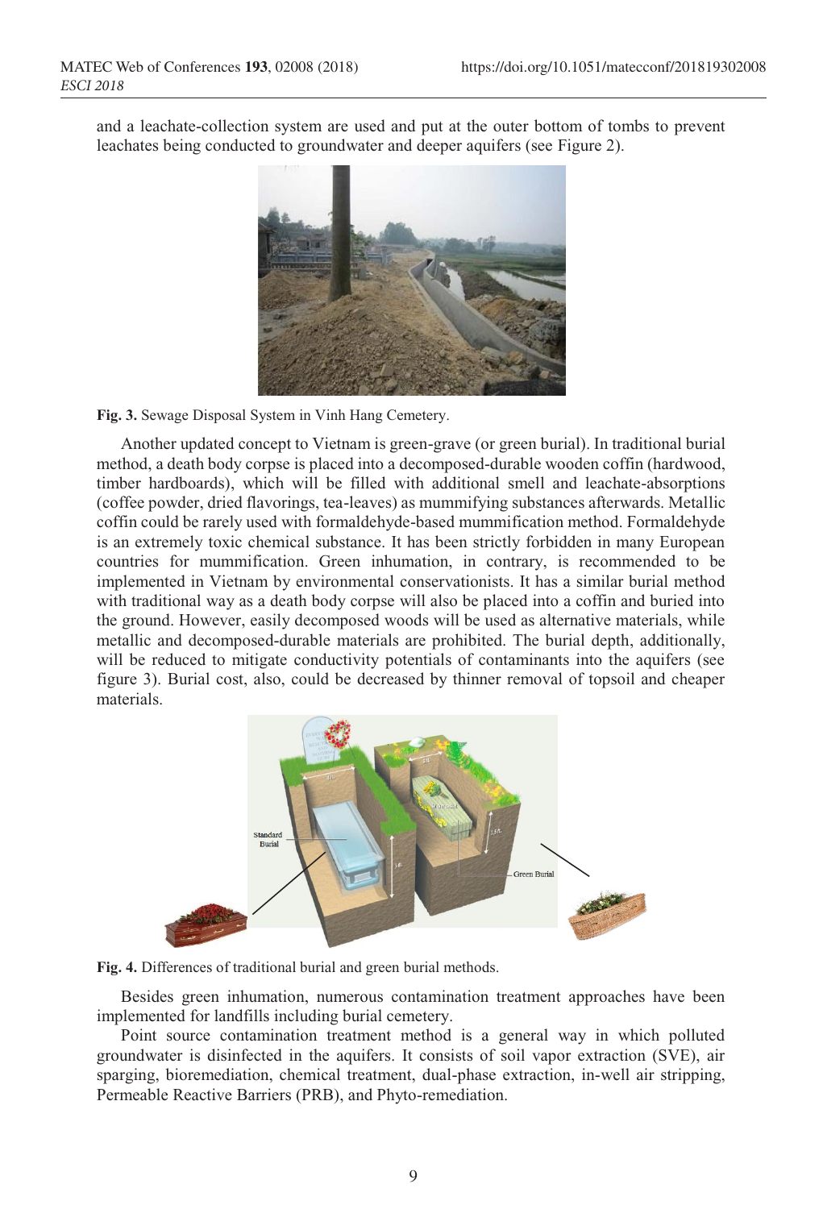and a leachate-collection system are used and put at the outer bottom of tombs to prevent leachates being conducted to groundwater and deeper aquifers (see Figure 2).

**Fig. 3.** Sewage Disposal System in Vinh Hang Cemetery.

Another updated concept to Vietnam is green-grave (or green burial). In traditional burial method, a death body corpse is placed into a decomposed-durable wooden coffin (hardwood, timber hardboards), which will be filled with additional smell and leachate-absorptions (coffee powder, dried flavorings, tea-leaves) as mummifying substances afterwards. Metallic coffin could be rarely used with formaldehyde-based mummification method. Formaldehyde is an extremely toxic chemical substance. It has been strictly forbidden in many European countries for mummification. Green inhumation, in contrary, is recommended to be implemented in Vietnam by environmental conservationists. It has a similar burial method with traditional way as a death body corpse will also be placed into a coffin and buried into the ground. However, easily decomposed woods will be used as alternative materials, while metallic and decomposed-durable materials are prohibited. The burial depth, additionally, will be reduced to mitigate conductivity potentials of contaminants into the aquifers (see figure 3). Burial cost, also, could be decreased by thinner removal of topsoil and cheaper materials.

**Fig. 4.** Differences of traditional burial and green burial methods.

Besides green inhumation, numerous contamination treatment approaches have been implemented for landfills including burial cemetery.

Point source contamination treatment method is a general way in which polluted groundwater is disinfected in the aquifers. It consists of soil vapor extraction (SVE), air sparging, bioremediation, chemical treatment, dual-phase extraction, in-well air stripping, Permeable Reactive Barriers (PRB), and Phyto-remediation.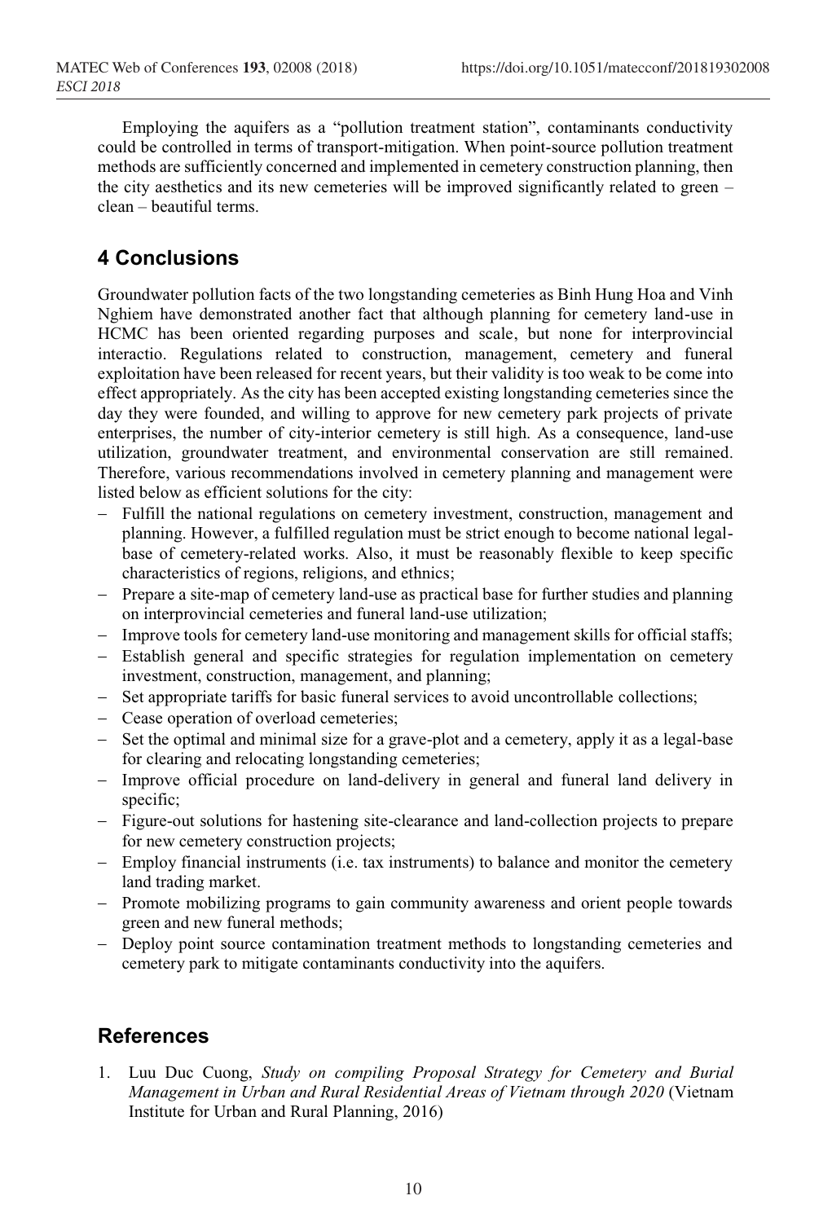Employing the aquifers as a "pollution treatment station", contaminants conductivity could be controlled in terms of transport-mitigation. When point-source pollution treatment methods are sufficiently concerned and implemented in cemetery construction planning, then the city aesthetics and its new cemeteries will be improved significantly related to green – clean – beautiful terms.

## 4 Conclusions

Groundwater pollution facts of the two longstanding cemeteries as Binh Hung Hoa and Vinh Nghiem have demonstrated another fact that although planning for cemetery land-use in HCMC has been oriented regarding purposes and scale, but none for interprovincial interactio. Regulations related to construction, management, cemetery and funeral exploitation have been released for recent years, but their validity is too weak to be come into effect appropriately. As the city has been accepted existing longstanding cemeteries since the day they were founded, and willing to approve for new cemetery park projects of private enterprises, the number of city-interior cemetery is still high. As a consequence, land-use utilization, groundwater treatment, and environmental conservation are still remained. Therefore, various recommendations involved in cemetery planning and management were listed below as efficient solutions for the city:

- Fulfill the national regulations on cemetery investment, construction, management and planning. However, a fulfilled regulation must be strict enough to become national legal-base of cemetery-related works. Also, it must be reasonably flexible to keep specific characteristics of regions, religions, and ethnics;
- Prepare a site-map of cemetery land-use as practical base for further studies and planning on interprovincial cemeteries and funeral land-use utilization;
- Improve tools for cemetery land-use monitoring and management skills for official staffs;
- Establish general and specific strategies for regulation implementation on cemetery investment, construction, management, and planning;
- Set appropriate tariffs for basic funeral services to avoid uncontrollable collections;
- Cease operation of overload cemeteries;
- Set the optimal and minimal size for a grave-plot and a cemetery, apply it as a legal-base for clearing and relocating longstanding cemeteries;
- Improve official procedure on land-delivery in general and funeral land delivery in specific;
- Figure-out solutions for hastening site-clearance and land-collection projects to prepare for new cemetery construction projects;
- Employ financial instruments (i.e. tax instruments) to balance and monitor the cemetery land trading market.
- Promote mobilizing programs to gain community awareness and orient people towards green and new funeral methods;
- Deploy point source contamination treatment methods to longstanding cemeteries and cemetery park to mitigate contaminants conductivity into the aquifers.

## References

1. Luu Duc Cuong, *Study on compiling Proposal Strategy for Cemetery and Burial Management in Urban and Rural Residential Areas of Vietnam through 2020* (Vietnam Institute for Urban and Rural Planning, 2016)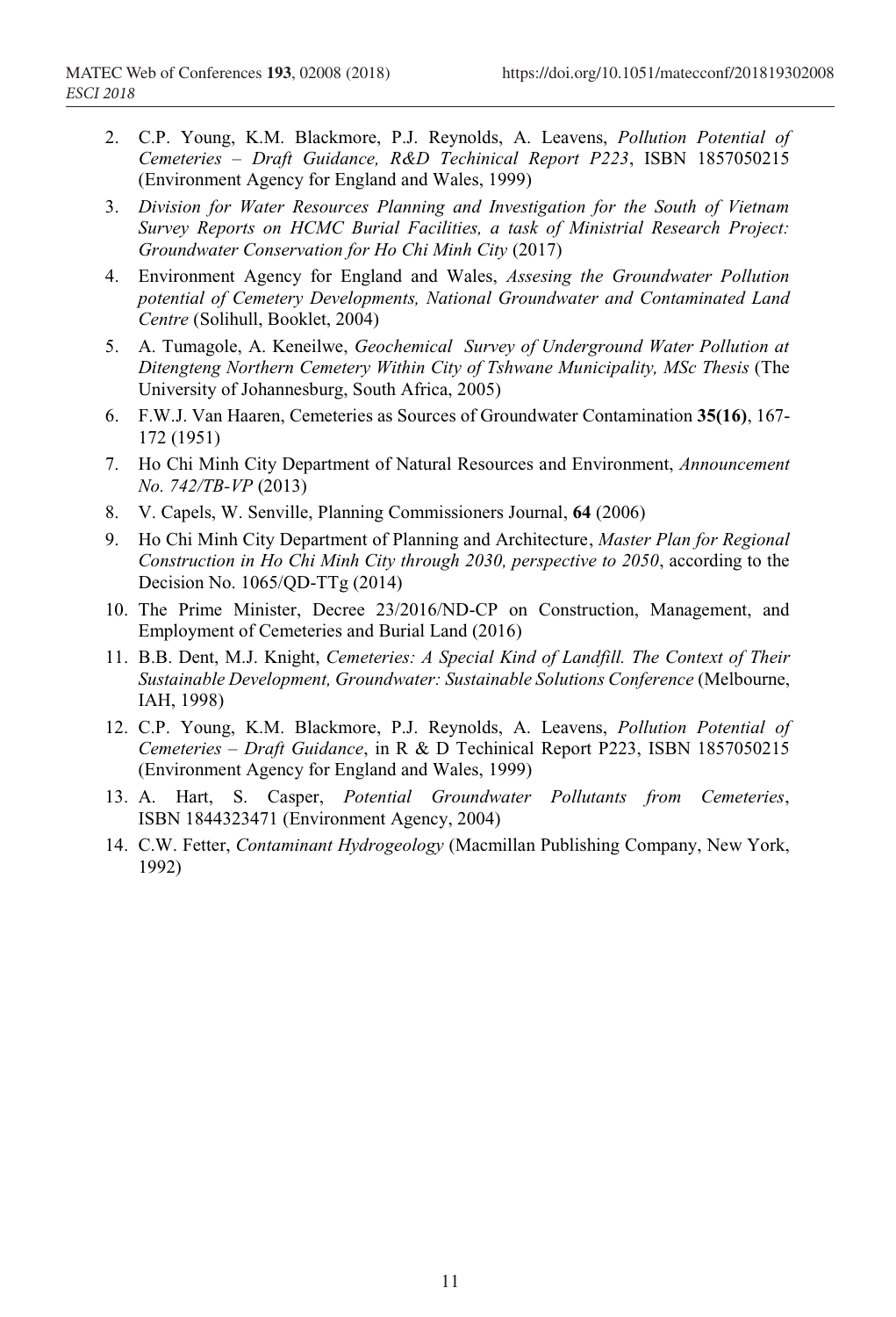2. C.P. Young, K.M. Blackmore, P.J. Reynolds, A. Leavens, *Pollution Potential of Cemeteries – Draft Guidance, R&D Techinical Report P223*, ISBN 1857050215 (Environment Agency for England and Wales, 1999)
3. *Division for Water Resources Planning and Investigation for the South of Vietnam Survey Reports on HCMC Burial Facilities, a task of Ministrial Research Project: Groundwater Conservation for Ho Chi Minh City* (2017)
4. Environment Agency for England and Wales, *Assesing the Groundwater Pollution potential of Cemetery Developments, National Groundwater and Contaminated Land Centre* (Solihull, Booklet, 2004)
5. A. Tumagole, A. Keneilwe, *Geochemical Survey of Underground Water Pollution at Ditengteng Northern Cemetery Within City of Tshwane Municipality, MSc Thesis* (The University of Johannesburg, South Africa, 2005)
6. F.W.J. Van Haaren, Cemeteries as Sources of Groundwater Contamination **35(16)**, 167-172 (1951)
7. Ho Chi Minh City Department of Natural Resources and Environment, *Announcement No. 742/TB-VP* (2013)
8. V. Capels, W. Senville, Planning Commissioners Journal, **64** (2006)
9. Ho Chi Minh City Department of Planning and Architecture, *Master Plan for Regional Construction in Ho Chi Minh City through 2030, perspective to 2050*, according to the Decision No. 1065/QD-TTg (2014)
10. The Prime Minister, Decree 23/2016/ND-CP on Construction, Management, and Employment of Cemeteries and Burial Land (2016)
11. B.B. Dent, M.J. Knight, *Cemeteries: A Special Kind of Landfill. The Context of Their Sustainable Development, Groundwater: Sustainable Solutions Conference* (Melbourne, IAH, 1998)
12. C.P. Young, K.M. Blackmore, P.J. Reynolds, A. Leavens, *Pollution Potential of Cemeteries – Draft Guidance*, in R & D Techinical Report P223, ISBN 1857050215 (Environment Agency for England and Wales, 1999)
13. A. Hart, S. Casper, *Potential Groundwater Pollutants from Cemeteries*, ISBN 1844323471 (Environment Agency, 2004)
14. C.W. Fetter, *Contaminant Hydrogeology* (Macmillan Publishing Company, New York, 1992)